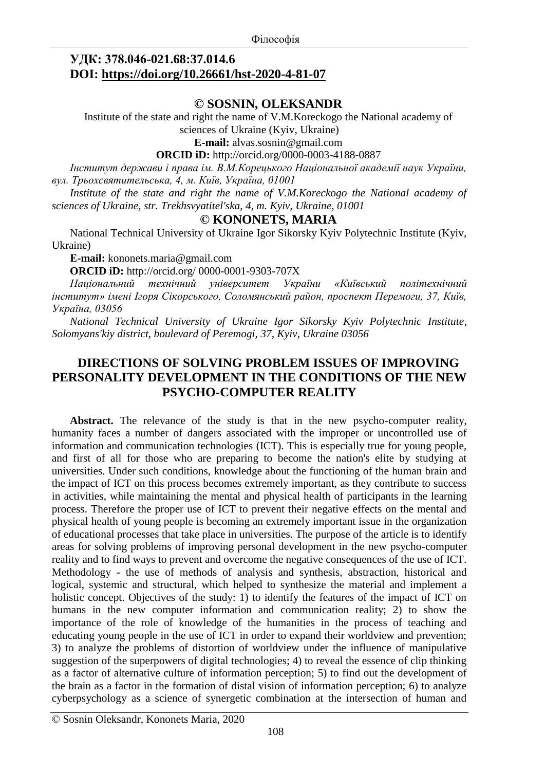**УДК: 378.046-021.68:37.014.6**
**DOI: https://doi.org/10.26661/hst-2020-4-81-07**

**© SOSNIN, OLEKSANDR**

Institute of the state and right the name of V.M.Koreckogo the National academy of sciences of Ukraine (Kyiv, Ukraine)

**E-mail:** alvas.sosnin@gmail.com

**ORCID iD:** http://orcid.org/0000-0003-4188-0887

*Інститут держави і права ім. В.М.Корецького Національної академії наук України, вул. Трьохсвятительська, 4, м. Київ, Україна, 01001*

*Institute of the state and right the name of V.M.Koreckogo the National academy of sciences of Ukraine, str. Trekhsvyatitel'ska, 4, m. Kyiv, Ukraine, 01001*

**© KONONETS, MARIA**

National Technical University of Ukraine Igor Sikorsky Kyiv Polytechnic Institute (Kyiv, Ukraine)

**E-mail:** kononets.maria@gmail.com

**ORCID iD:** http://orcid.org/ 0000-0001-9303-707X

*Національний технічний університет України «Київський політехнічний інститут» імені Ігоря Сікорського, Соломянський район, проспект Перемоги, 37, Київ, Україна, 03056*

*National Technical University of Ukraine Igor Sikorsky Kyiv Polytechnic Institute, Solomyans'kiy district, boulevard of Peremogi, 37, Kyiv, Ukraine 03056*

# DIRECTIONS OF SOLVING PROBLEM ISSUES OF IMPROVING PERSONALITY DEVELOPMENT IN THE CONDITIONS OF THE NEW PSYCHO-COMPUTER REALITY

**Abstract.** The relevance of the study is that in the new psycho-computer reality, humanity faces a number of dangers associated with the improper or uncontrolled use of information and communication technologies (ICT). This is especially true for young people, and first of all for those who are preparing to become the nation's elite by studying at universities. Under such conditions, knowledge about the functioning of the human brain and the impact of ICT on this process becomes extremely important, as they contribute to success in activities, while maintaining the mental and physical health of participants in the learning process. Therefore the proper use of ICT to prevent their negative effects on the mental and physical health of young people is becoming an extremely important issue in the organization of educational processes that take place in universities. The purpose of the article is to identify areas for solving problems of improving personal development in the new psycho-computer reality and to find ways to prevent and overcome the negative consequences of the use of ICT. Methodology - the use of methods of analysis and synthesis, abstraction, historical and logical, systemic and structural, which helped to synthesize the material and implement a holistic concept. Objectives of the study: 1) to identify the features of the impact of ICT on humans in the new computer information and communication reality; 2) to show the importance of the role of knowledge of the humanities in the process of teaching and educating young people in the use of ICT in order to expand their worldview and prevention; 3) to analyze the problems of distortion of worldview under the influence of manipulative suggestion of the superpowers of digital technologies; 4) to reveal the essence of clip thinking as a factor of alternative culture of information perception; 5) to find out the development of the brain as a factor in the formation of distal vision of information perception; 6) to analyze cyberpsychology as a science of synergetic combination at the intersection of human and

© Sosnin Oleksandr, Kononets Maria, 2020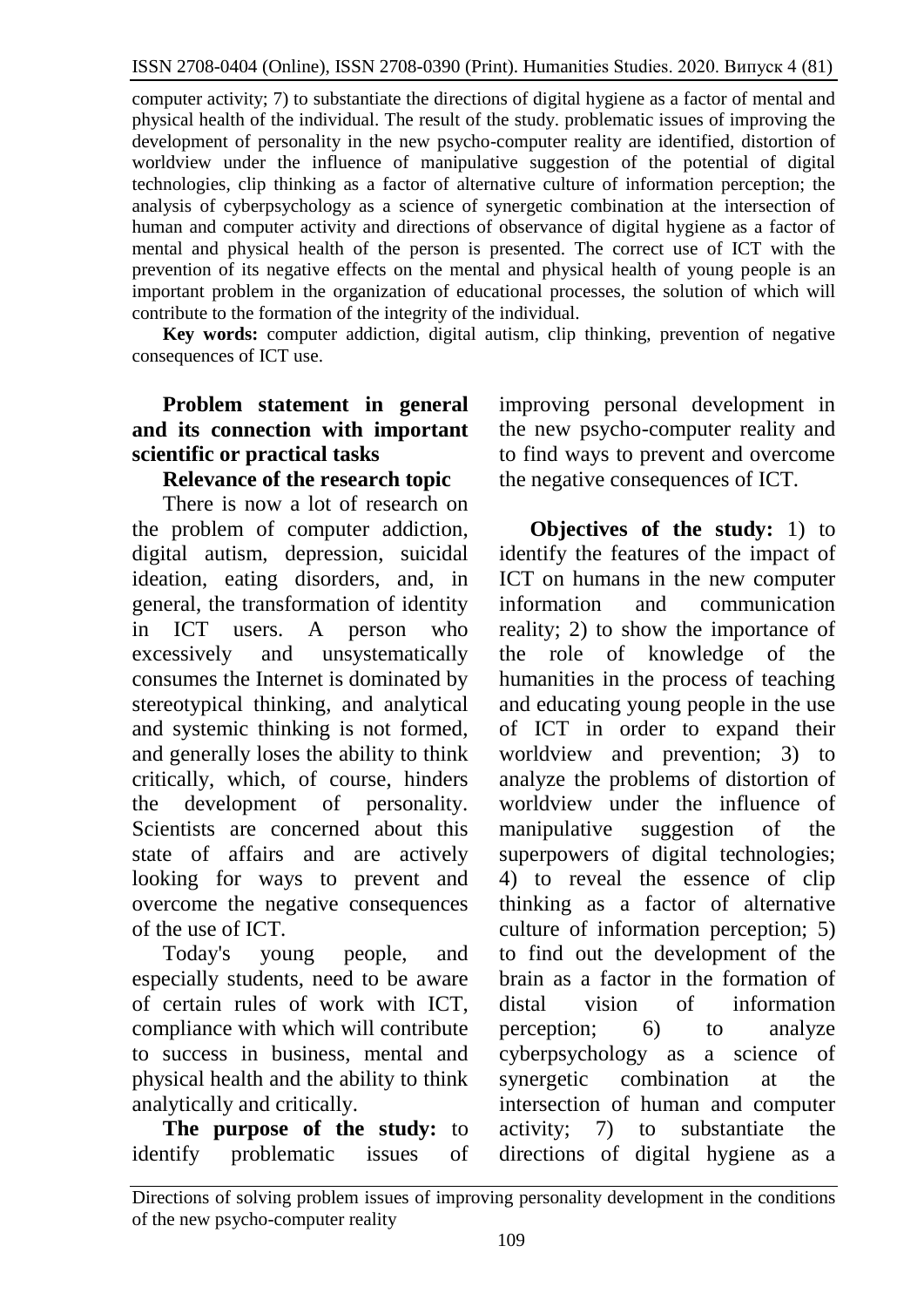computer activity; 7) to substantiate the directions of digital hygiene as a factor of mental and physical health of the individual. The result of the study. problematic issues of improving the development of personality in the new psycho-computer reality are identified, distortion of worldview under the influence of manipulative suggestion of the potential of digital technologies, clip thinking as a factor of alternative culture of information perception; the analysis of cyberpsychology as a science of synergetic combination at the intersection of human and computer activity and directions of observance of digital hygiene as a factor of mental and physical health of the person is presented. The correct use of ICT with the prevention of its negative effects on the mental and physical health of young people is an important problem in the organization of educational processes, the solution of which will contribute to the formation of the integrity of the individual.

**Key words:** computer addiction, digital autism, clip thinking, prevention of negative consequences of ICT use.

## Problem statement in general and its connection with important scientific or practical tasks

### Relevance of the research topic

There is now a lot of research on the problem of computer addiction, digital autism, depression, suicidal ideation, eating disorders, and, in general, the transformation of identity in ICT users. A person who excessively and unsystematically consumes the Internet is dominated by stereotypical thinking, and analytical and systemic thinking is not formed, and generally loses the ability to think critically, which, of course, hinders the development of personality. Scientists are concerned about this state of affairs and are actively looking for ways to prevent and overcome the negative consequences of the use of ICT.

Today's young people, and especially students, need to be aware of certain rules of work with ICT, compliance with which will contribute to success in business, mental and physical health and the ability to think analytically and critically.

**The purpose of the study:** to identify problematic issues of improving personal development in the new psycho-computer reality and to find ways to prevent and overcome the negative consequences of ICT.

**Objectives of the study:** 1) to identify the features of the impact of ICT on humans in the new computer information and communication reality; 2) to show the importance of the role of knowledge of the humanities in the process of teaching and educating young people in the use of ICT in order to expand their worldview and prevention; 3) to analyze the problems of distortion of worldview under the influence of manipulative suggestion of the superpowers of digital technologies; 4) to reveal the essence of clip thinking as a factor of alternative culture of information perception; 5) to find out the development of the brain as a factor in the formation of distal vision of information perception; 6) to analyze cyberpsychology as a science of synergetic combination at the intersection of human and computer activity; 7) to substantiate the directions of digital hygiene as a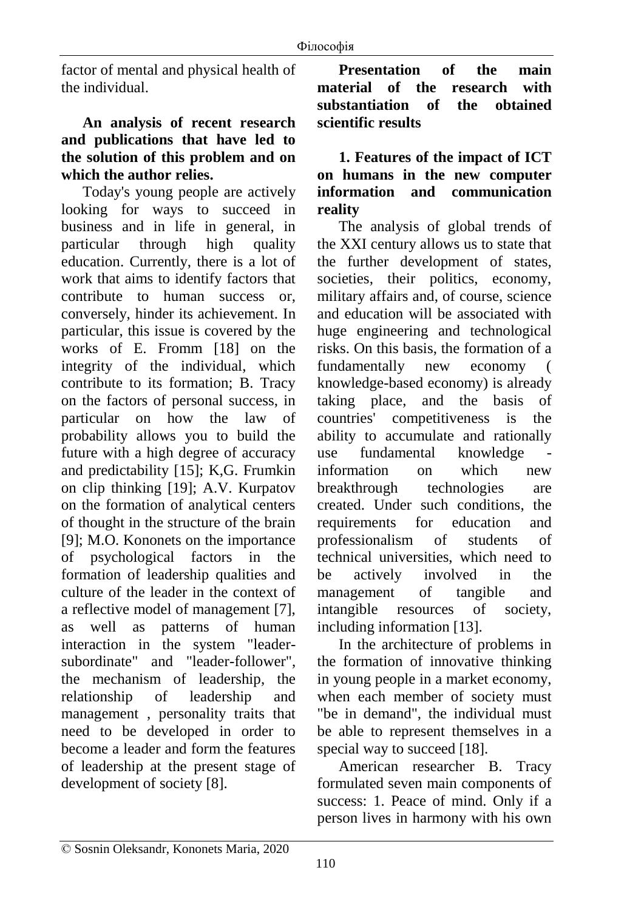factor of mental and physical health of the individual.

**An analysis of recent research and publications that have led to the solution of this problem and on which the author relies.**

Today's young people are actively looking for ways to succeed in business and in life in general, in particular through high quality education. Currently, there is a lot of work that aims to identify factors that contribute to human success or, conversely, hinder its achievement. In particular, this issue is covered by the works of E. Fromm [18] on the integrity of the individual, which contribute to its formation; B. Tracy on the factors of personal success, in particular on how the law of probability allows you to build the future with a high degree of accuracy and predictability [15]; K,G. Frumkin on clip thinking [19]; A.V. Kurpatov on the formation of analytical centers of thought in the structure of the brain [9]; M.O. Kononets on the importance of psychological factors in the formation of leadership qualities and culture of the leader in the context of a reflective model of management [7], as well as patterns of human interaction in the system "leader-subordinate" and "leader-follower", the mechanism of leadership, the relationship of leadership and management , personality traits that need to be developed in order to become a leader and form the features of leadership at the present stage of development of society [8].

**Presentation of the main material of the research with substantiation of the obtained scientific results**

**1. Features of the impact of ICT on humans in the new computer information and communication reality**

The analysis of global trends of the XXI century allows us to state that the further development of states, societies, their politics, economy, military affairs and, of course, science and education will be associated with huge engineering and technological risks. On this basis, the formation of a fundamentally new economy ( knowledge-based economy) is already taking place, and the basis of countries' competitiveness is the ability to accumulate and rationally use fundamental knowledge - information on which new breakthrough technologies are created. Under such conditions, the requirements for education and professionalism of students of technical universities, which need to be actively involved in the management of tangible and intangible resources of society, including information [13].

In the architecture of problems in the formation of innovative thinking in young people in a market economy, when each member of society must "be in demand", the individual must be able to represent themselves in a special way to succeed [18].

American researcher B. Tracy formulated seven main components of success: 1. Peace of mind. Only if a person lives in harmony with his own

© Sosnin Oleksandr, Kononets Maria, 2020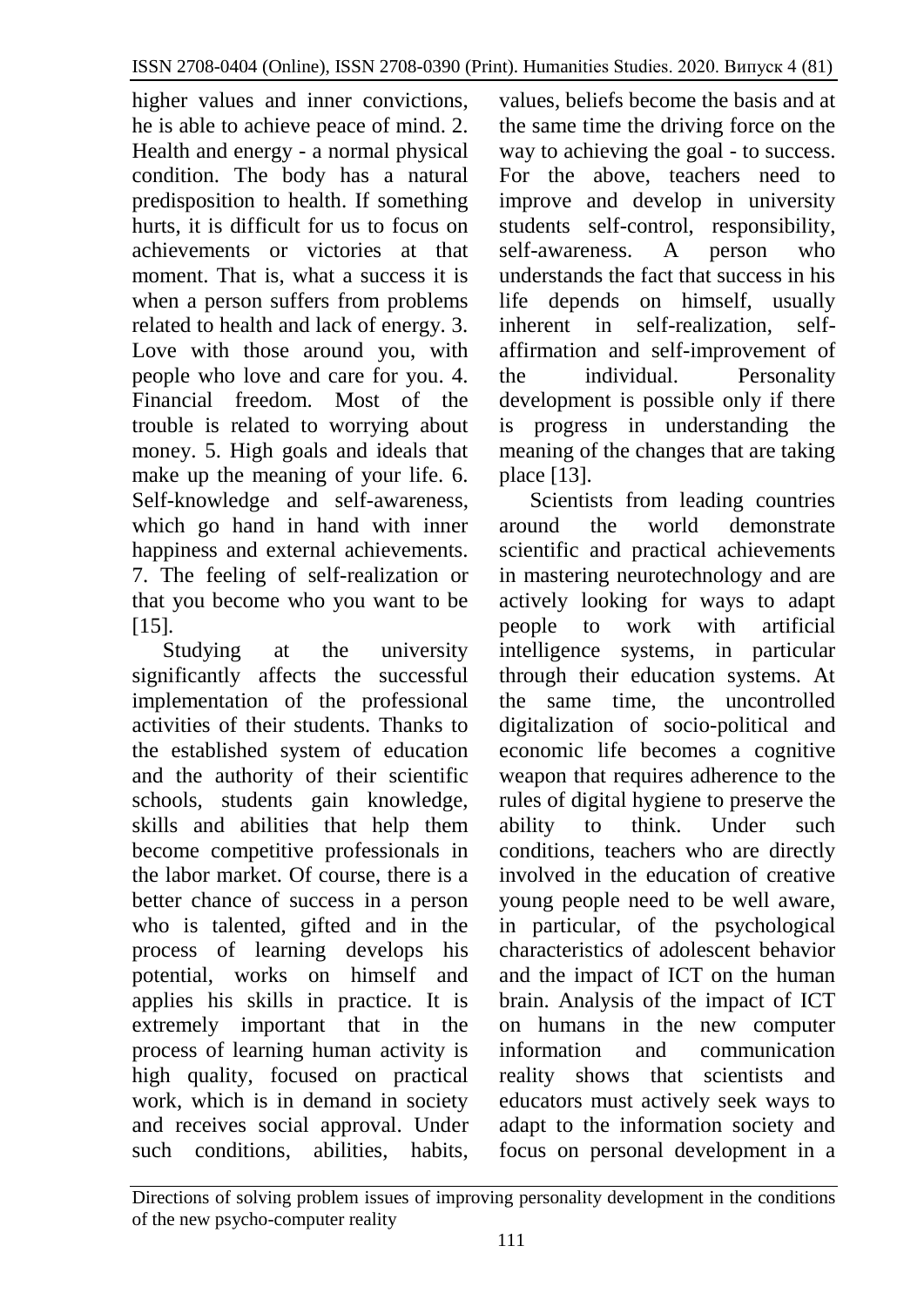higher values and inner convictions, he is able to achieve peace of mind. 2. Health and energy - a normal physical condition. The body has a natural predisposition to health. If something hurts, it is difficult for us to focus on achievements or victories at that moment. That is, what a success it is when a person suffers from problems related to health and lack of energy. 3. Love with those around you, with people who love and care for you. 4. Financial freedom. Most of the trouble is related to worrying about money. 5. High goals and ideals that make up the meaning of your life. 6. Self-knowledge and self-awareness, which go hand in hand with inner happiness and external achievements. 7. The feeling of self-realization or that you become who you want to be [15].

Studying at the university significantly affects the successful implementation of the professional activities of their students. Thanks to the established system of education and the authority of their scientific schools, students gain knowledge, skills and abilities that help them become competitive professionals in the labor market. Of course, there is a better chance of success in a person who is talented, gifted and in the process of learning develops his potential, works on himself and applies his skills in practice. It is extremely important that in the process of learning human activity is high quality, focused on practical work, which is in demand in society and receives social approval. Under such conditions, abilities, habits, values, beliefs become the basis and at the same time the driving force on the way to achieving the goal - to success. For the above, teachers need to improve and develop in university students self-control, responsibility, self-awareness. A person who understands the fact that success in his life depends on himself, usually inherent in self-realization, self-affirmation and self-improvement of the individual. Personality development is possible only if there is progress in understanding the meaning of the changes that are taking place [13].

Scientists from leading countries around the world demonstrate scientific and practical achievements in mastering neurotechnology and are actively looking for ways to adapt people to work with artificial intelligence systems, in particular through their education systems. At the same time, the uncontrolled digitalization of socio-political and economic life becomes a cognitive weapon that requires adherence to the rules of digital hygiene to preserve the ability to think. Under such conditions, teachers who are directly involved in the education of creative young people need to be well aware, in particular, of the psychological characteristics of adolescent behavior and the impact of ICT on the human brain. Analysis of the impact of ICT on humans in the new computer information and communication reality shows that scientists and educators must actively seek ways to adapt to the information society and focus on personal development in a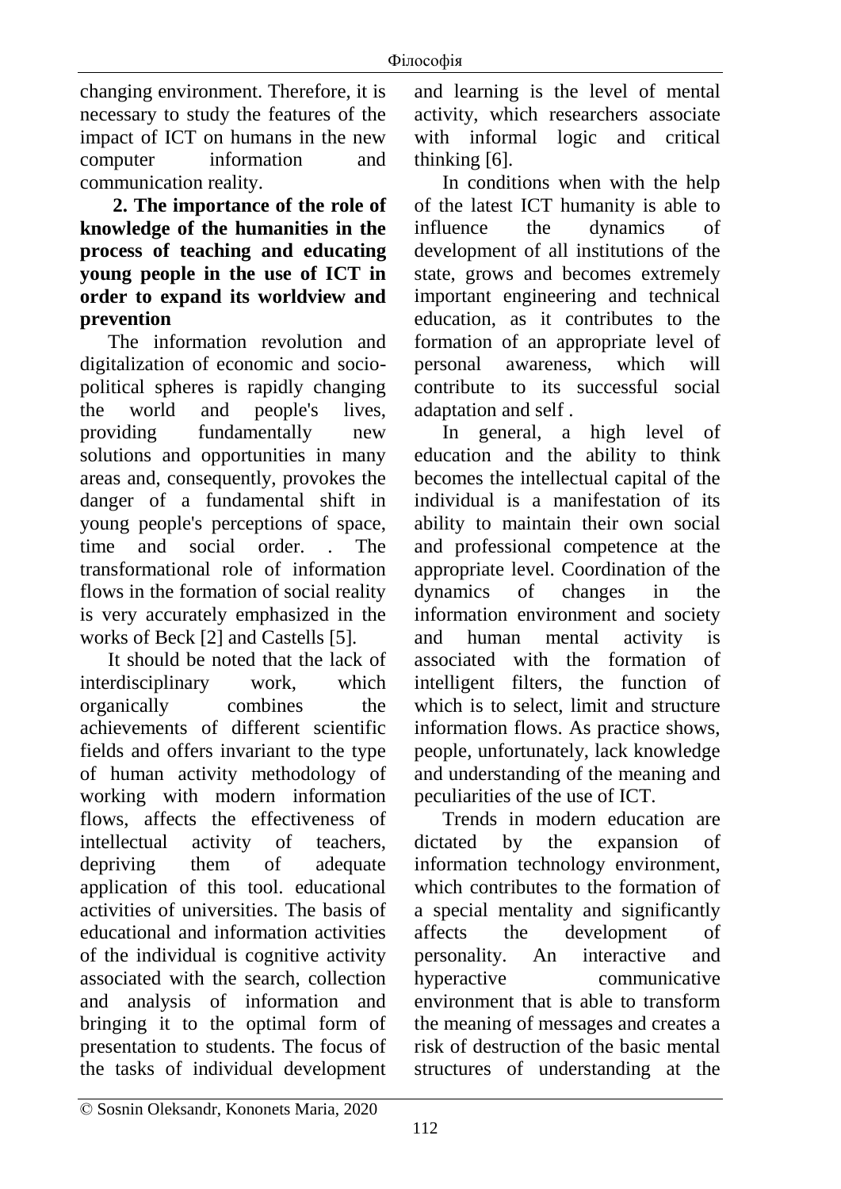changing environment. Therefore, it is necessary to study the features of the impact of ICT on humans in the new computer information and communication reality.

## 2. The importance of the role of knowledge of the humanities in the process of teaching and educating young people in the use of ICT in order to expand its worldview and prevention

The information revolution and digitalization of economic and socio-political spheres is rapidly changing the world and people's lives, providing fundamentally new solutions and opportunities in many areas and, consequently, provokes the danger of a fundamental shift in young people's perceptions of space, time and social order. . The transformational role of information flows in the formation of social reality is very accurately emphasized in the works of Beck [2] and Castells [5].

It should be noted that the lack of interdisciplinary work, which organically combines the achievements of different scientific fields and offers invariant to the type of human activity methodology of working with modern information flows, affects the effectiveness of intellectual activity of teachers, depriving them of adequate application of this tool. educational activities of universities. The basis of educational and information activities of the individual is cognitive activity associated with the search, collection and analysis of information and bringing it to the optimal form of presentation to students. The focus of the tasks of individual development and learning is the level of mental activity, which researchers associate with informal logic and critical thinking [6].

In conditions when with the help of the latest ICT humanity is able to influence the dynamics of development of all institutions of the state, grows and becomes extremely important engineering and technical education, as it contributes to the formation of an appropriate level of personal awareness, which will contribute to its successful social adaptation and self .

In general, a high level of education and the ability to think becomes the intellectual capital of the individual is a manifestation of its ability to maintain their own social and professional competence at the appropriate level. Coordination of the dynamics of changes in the information environment and society and human mental activity is associated with the formation of intelligent filters, the function of which is to select, limit and structure information flows. As practice shows, people, unfortunately, lack knowledge and understanding of the meaning and peculiarities of the use of ICT.

Trends in modern education are dictated by the expansion of information technology environment, which contributes to the formation of a special mentality and significantly affects the development of personality. An interactive and hyperactive communicative environment that is able to transform the meaning of messages and creates a risk of destruction of the basic mental structures of understanding at the

© Sosnin Oleksandr, Kononets Maria, 2020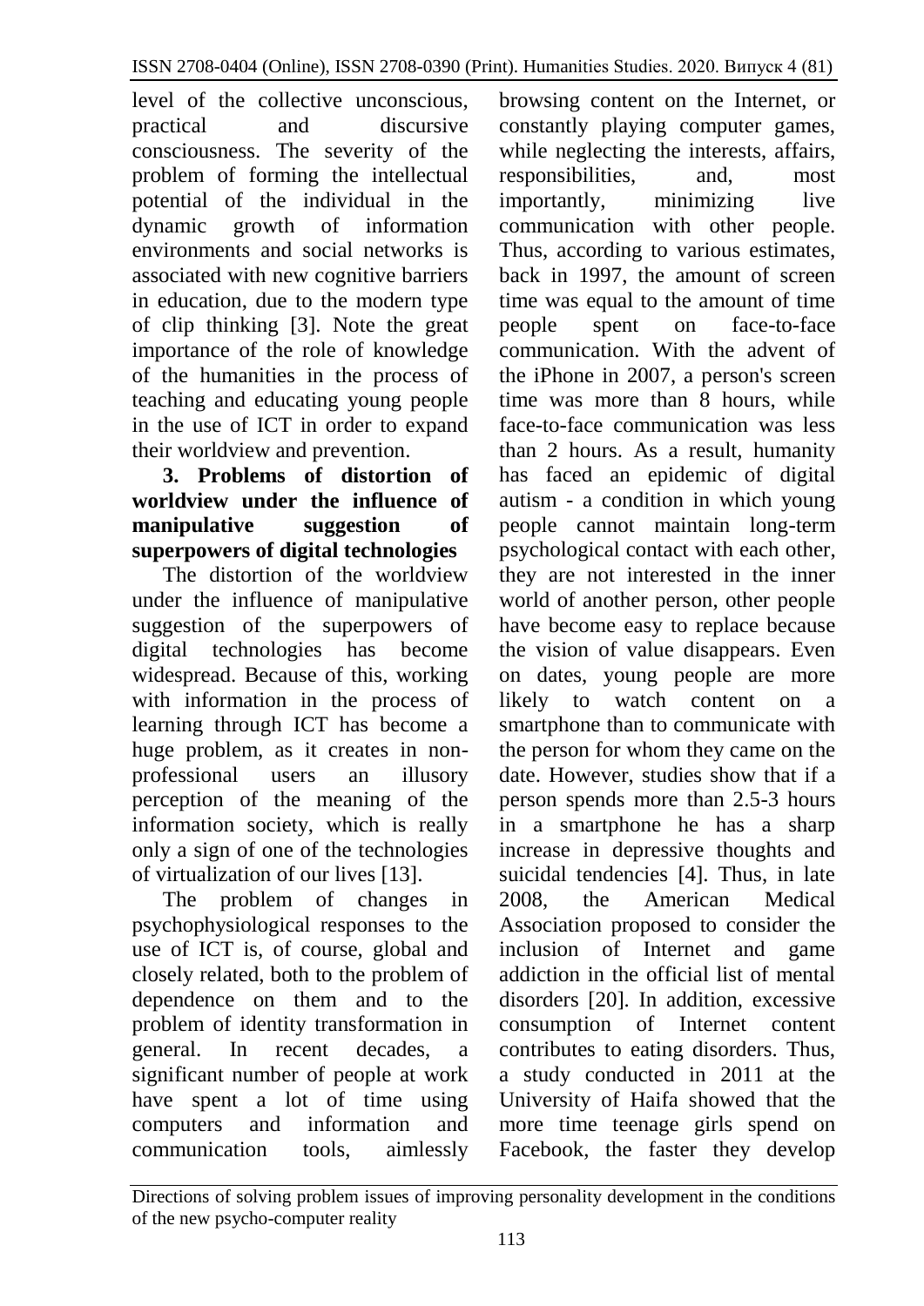level of the collective unconscious, practical and discursive consciousness. The severity of the problem of forming the intellectual potential of the individual in the dynamic growth of information environments and social networks is associated with new cognitive barriers in education, due to the modern type of clip thinking [3]. Note the great importance of the role of knowledge of the humanities in the process of teaching and educating young people in the use of ICT in order to expand their worldview and prevention.

**3. Problems of distortion of worldview under the influence of manipulative suggestion of superpowers of digital technologies**

The distortion of the worldview under the influence of manipulative suggestion of the superpowers of digital technologies has become widespread. Because of this, working with information in the process of learning through ICT has become a huge problem, as it creates in non-professional users an illusory perception of the meaning of the information society, which is really only a sign of one of the technologies of virtualization of our lives [13].

The problem of changes in psychophysiological responses to the use of ICT is, of course, global and closely related, both to the problem of dependence on them and to the problem of identity transformation in general. In recent decades, a significant number of people at work have spent a lot of time using computers and information and communication tools, aimlessly browsing content on the Internet, or constantly playing computer games, while neglecting the interests, affairs, responsibilities, and, most importantly, minimizing live communication with other people. Thus, according to various estimates, back in 1997, the amount of screen time was equal to the amount of time people spent on face-to-face communication. With the advent of the iPhone in 2007, a person's screen time was more than 8 hours, while face-to-face communication was less than 2 hours. As a result, humanity has faced an epidemic of digital autism - a condition in which young people cannot maintain long-term psychological contact with each other, they are not interested in the inner world of another person, other people have become easy to replace because the vision of value disappears. Even on dates, young people are more likely to watch content on a smartphone than to communicate with the person for whom they came on the date. However, studies show that if a person spends more than 2.5-3 hours in a smartphone he has a sharp increase in depressive thoughts and suicidal tendencies [4]. Thus, in late 2008, the American Medical Association proposed to consider the inclusion of Internet and game addiction in the official list of mental disorders [20]. In addition, excessive consumption of Internet content contributes to eating disorders. Thus, a study conducted in 2011 at the University of Haifa showed that the more time teenage girls spend on Facebook, the faster they develop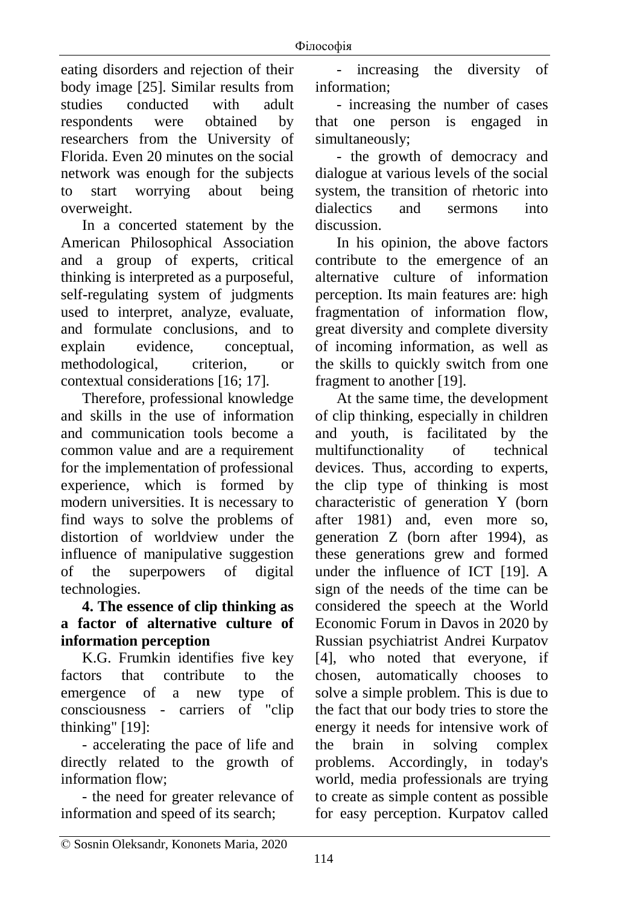eating disorders and rejection of their body image [25]. Similar results from studies conducted with adult respondents were obtained by researchers from the University of Florida. Even 20 minutes on the social network was enough for the subjects to start worrying about being overweight.

In a concerted statement by the American Philosophical Association and a group of experts, critical thinking is interpreted as a purposeful, self-regulating system of judgments used to interpret, analyze, evaluate, and formulate conclusions, and to explain evidence, conceptual, methodological, criterion, or contextual considerations [16; 17].

Therefore, professional knowledge and skills in the use of information and communication tools become a common value and are a requirement for the implementation of professional experience, which is formed by modern universities. It is necessary to find ways to solve the problems of distortion of worldview under the influence of manipulative suggestion of the superpowers of digital technologies.

### 4. The essence of clip thinking as a factor of alternative culture of information perception

K.G. Frumkin identifies five key factors that contribute to the emergence of a new type of consciousness - carriers of "clip thinking" [19]:

- accelerating the pace of life and directly related to the growth of information flow;
- the need for greater relevance of information and speed of its search;
- increasing the diversity of information;
- increasing the number of cases that one person is engaged in simultaneously;
- the growth of democracy and dialogue at various levels of the social system, the transition of rhetoric into dialectics and sermons into discussion.

In his opinion, the above factors contribute to the emergence of an alternative culture of information perception. Its main features are: high fragmentation of information flow, great diversity and complete diversity of incoming information, as well as the skills to quickly switch from one fragment to another [19].

At the same time, the development of clip thinking, especially in children and youth, is facilitated by the multifunctionality of technical devices. Thus, according to experts, the clip type of thinking is most characteristic of generation Y (born after 1981) and, even more so, generation Z (born after 1994), as these generations grew and formed under the influence of ICT [19]. A sign of the needs of the time can be considered the speech at the World Economic Forum in Davos in 2020 by Russian psychiatrist Andrei Kurpatov [4], who noted that everyone, if chosen, automatically chooses to solve a simple problem. This is due to the fact that our body tries to store the energy it needs for intensive work of the brain in solving complex problems. Accordingly, in today's world, media professionals are trying to create as simple content as possible for easy perception. Kurpatov called

© Sosnin Oleksandr, Kononets Maria, 2020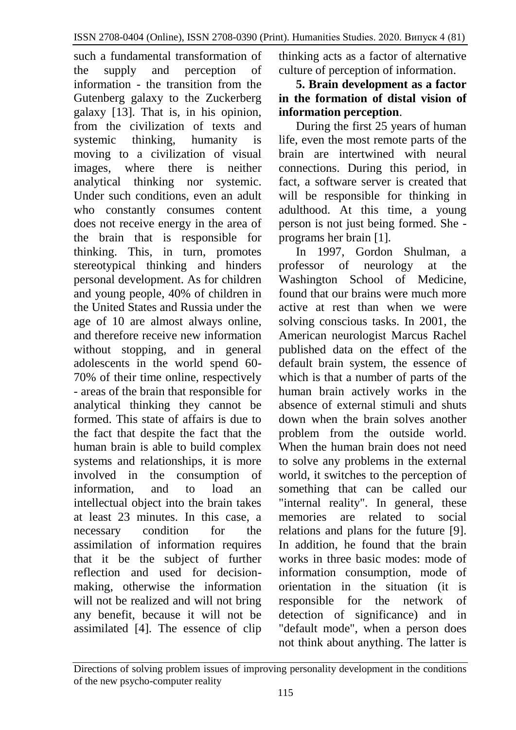such a fundamental transformation of the supply and perception of information - the transition from the Gutenberg galaxy to the Zuckerberg galaxy [13]. That is, in his opinion, from the civilization of texts and systemic thinking, humanity is moving to a civilization of visual images, where there is neither analytical thinking nor systemic. Under such conditions, even an adult who constantly consumes content does not receive energy in the area of the brain that is responsible for thinking. This, in turn, promotes stereotypical thinking and hinders personal development. As for children and young people, 40% of children in the United States and Russia under the age of 10 are almost always online, and therefore receive new information without stopping, and in general adolescents in the world spend 60-70% of their time online, respectively - areas of the brain that responsible for analytical thinking they cannot be formed. This state of affairs is due to the fact that despite the fact that the human brain is able to build complex systems and relationships, it is more involved in the consumption of information, and to load an intellectual object into the brain takes at least 23 minutes. In this case, a necessary condition for the assimilation of information requires that it be the subject of further reflection and used for decision-making, otherwise the information will not be realized and will not bring any benefit, because it will not be assimilated [4]. The essence of clip thinking acts as a factor of alternative culture of perception of information.

**5. Brain development as a factor in the formation of distal vision of information perception**.

During the first 25 years of human life, even the most remote parts of the brain are intertwined with neural connections. During this period, in fact, a software server is created that will be responsible for thinking in adulthood. At this time, a young person is not just being formed. She - programs her brain [1].

In 1997, Gordon Shulman, a professor of neurology at the Washington School of Medicine, found that our brains were much more active at rest than when we were solving conscious tasks. In 2001, the American neurologist Marcus Rachel published data on the effect of the default brain system, the essence of which is that a number of parts of the human brain actively works in the absence of external stimuli and shuts down when the brain solves another problem from the outside world. When the human brain does not need to solve any problems in the external world, it switches to the perception of something that can be called our "internal reality". In general, these memories are related to social relations and plans for the future [9]. In addition, he found that the brain works in three basic modes: mode of information consumption, mode of orientation in the situation (it is responsible for the network of detection of significance) and in "default mode", when a person does not think about anything. The latter is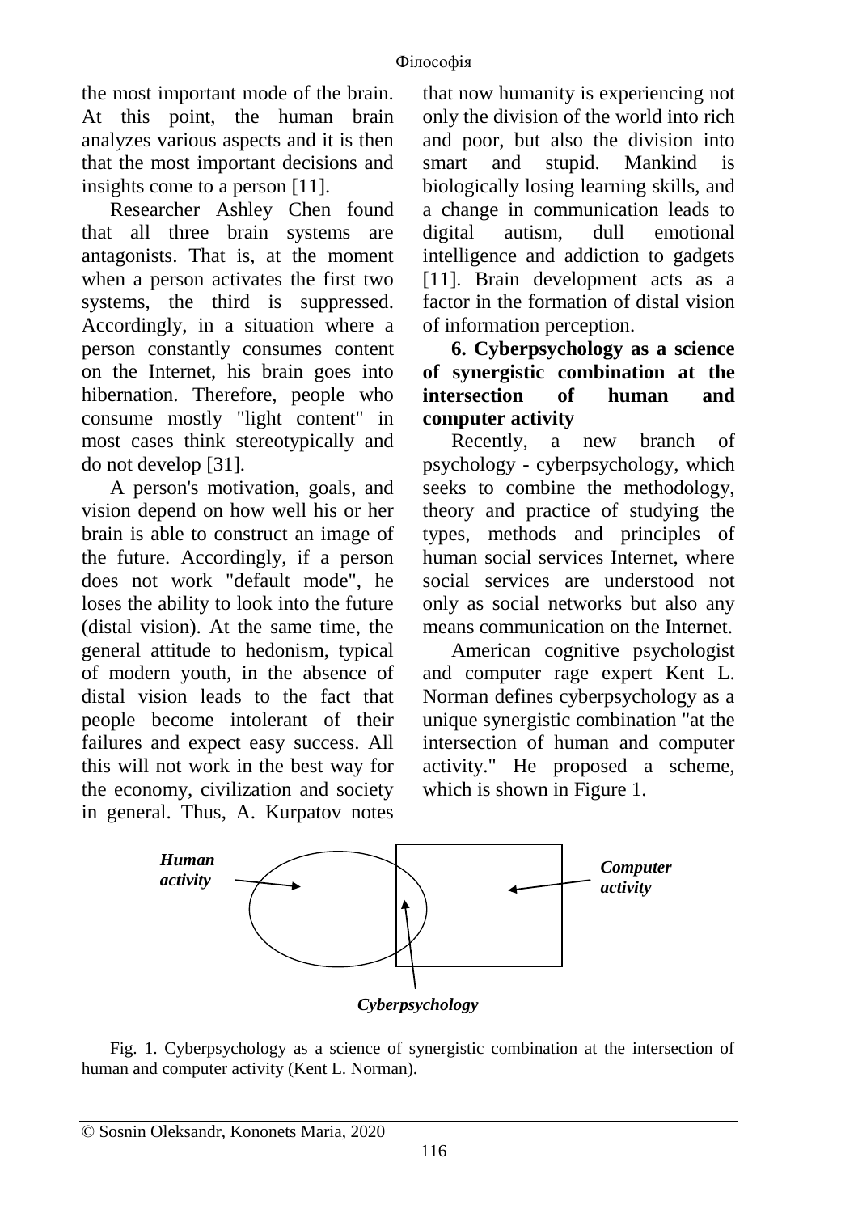the most important mode of the brain. At this point, the human brain analyzes various aspects and it is then that the most important decisions and insights come to a person [11].

Researcher Ashley Chen found that all three brain systems are antagonists. That is, at the moment when a person activates the first two systems, the third is suppressed. Accordingly, in a situation where a person constantly consumes content on the Internet, his brain goes into hibernation. Therefore, people who consume mostly "light content" in most cases think stereotypically and do not develop [31].

A person's motivation, goals, and vision depend on how well his or her brain is able to construct an image of the future. Accordingly, if a person does not work "default mode", he loses the ability to look into the future (distal vision). At the same time, the general attitude to hedonism, typical of modern youth, in the absence of distal vision leads to the fact that people become intolerant of their failures and expect easy success. All this will not work in the best way for the economy, civilization and society in general. Thus, A. Kurpatov notes that now humanity is experiencing not only the division of the world into rich and poor, but also the division into smart and stupid. Mankind is biologically losing learning skills, and a change in communication leads to digital autism, dull emotional intelligence and addiction to gadgets [11]. Brain development acts as a factor in the formation of distal vision of information perception.

**6. Cyberpsychology as a science of synergistic combination at the intersection of human and computer activity**

Recently, a new branch of psychology - cyberpsychology, which seeks to combine the methodology, theory and practice of studying the types, methods and principles of human social services Internet, where social services are understood not only as social networks but also any means communication on the Internet.

American cognitive psychologist and computer rage expert Kent L. Norman defines cyberpsychology as a unique synergistic combination "at the intersection of human and computer activity." He proposed a scheme, which is shown in Figure 1.

***Human activity*** ***Computer activity*** ***Cyberpsychology***

Fig. 1. Cyberpsychology as a science of synergistic combination at the intersection of human and computer activity (Kent L. Norman).

© Sosnin Oleksandr, Kononets Maria, 2020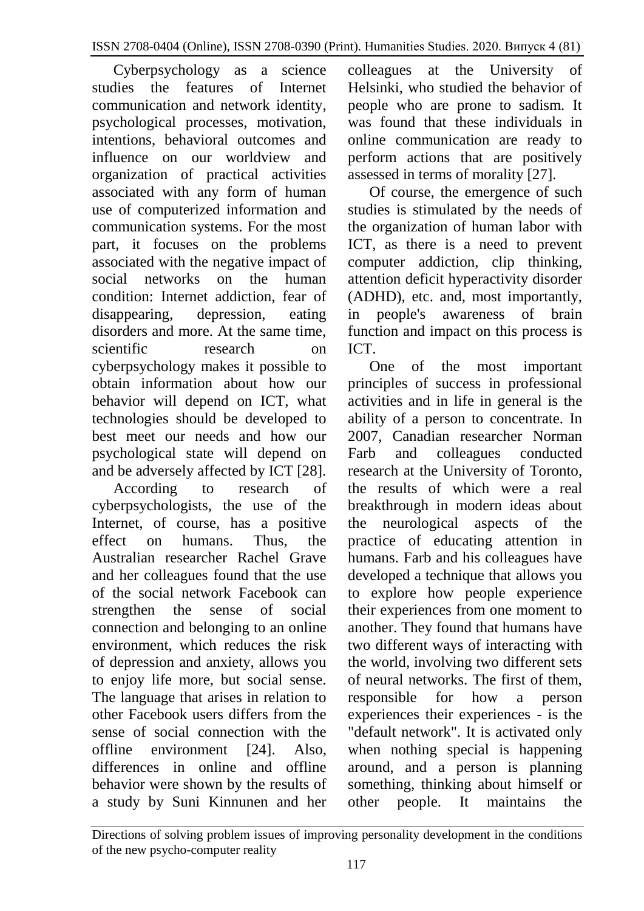Cyberpsychology as a science studies the features of Internet communication and network identity, psychological processes, motivation, intentions, behavioral outcomes and influence on our worldview and organization of practical activities associated with any form of human use of computerized information and communication systems. For the most part, it focuses on the problems associated with the negative impact of social networks on the human condition: Internet addiction, fear of disappearing, depression, eating disorders and more. At the same time, scientific research on cyberpsychology makes it possible to obtain information about how our behavior will depend on ICT, what technologies should be developed to best meet our needs and how our psychological state will depend on and be adversely affected by ICT [28].

According to research of cyberpsychologists, the use of the Internet, of course, has a positive effect on humans. Thus, the Australian researcher Rachel Grave and her colleagues found that the use of the social network Facebook can strengthen the sense of social connection and belonging to an online environment, which reduces the risk of depression and anxiety, allows you to enjoy life more, but social sense. The language that arises in relation to other Facebook users differs from the sense of social connection with the offline environment [24]. Also, differences in online and offline behavior were shown by the results of a study by Suni Kinnunen and her colleagues at the University of Helsinki, who studied the behavior of people who are prone to sadism. It was found that these individuals in online communication are ready to perform actions that are positively assessed in terms of morality [27].

Of course, the emergence of such studies is stimulated by the needs of the organization of human labor with ICT, as there is a need to prevent computer addiction, clip thinking, attention deficit hyperactivity disorder (ADHD), etc. and, most importantly, in people's awareness of brain function and impact on this process is ICT.

One of the most important principles of success in professional activities and in life in general is the ability of a person to concentrate. In 2007, Canadian researcher Norman Farb and colleagues conducted research at the University of Toronto, the results of which were a real breakthrough in modern ideas about the neurological aspects of the practice of educating attention in humans. Farb and his colleagues have developed a technique that allows you to explore how people experience their experiences from one moment to another. They found that humans have two different ways of interacting with the world, involving two different sets of neural networks. The first of them, responsible for how a person experiences their experiences - is the "default network". It is activated only when nothing special is happening around, and a person is planning something, thinking about himself or other people. It maintains the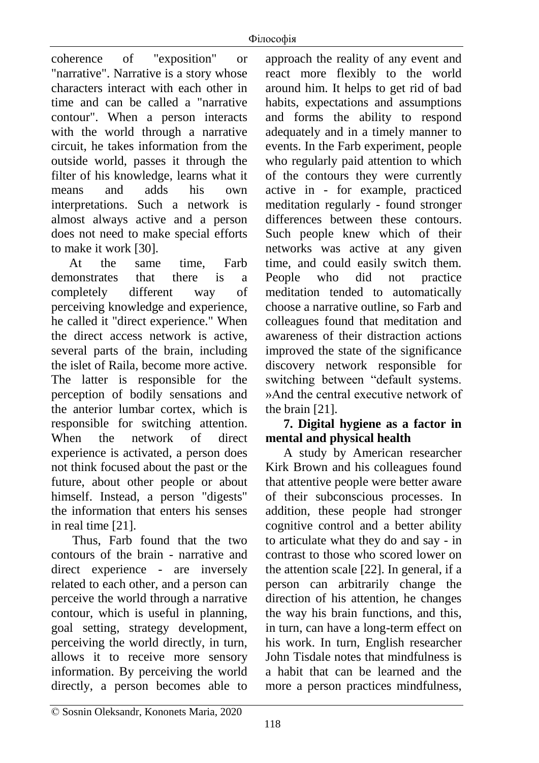coherence of "exposition" or "narrative". Narrative is a story whose characters interact with each other in time and can be called a "narrative contour". When a person interacts with the world through a narrative circuit, he takes information from the outside world, passes it through the filter of his knowledge, learns what it means and adds his own interpretations. Such a network is almost always active and a person does not need to make special efforts to make it work [30].

At the same time, Farb demonstrates that there is a completely different way of perceiving knowledge and experience, he called it "direct experience." When the direct access network is active, several parts of the brain, including the islet of Raila, become more active. The latter is responsible for the perception of bodily sensations and the anterior lumbar cortex, which is responsible for switching attention. When the network of direct experience is activated, a person does not think focused about the past or the future, about other people or about himself. Instead, a person "digests" the information that enters his senses in real time [21].

Thus, Farb found that the two contours of the brain - narrative and direct experience - are inversely related to each other, and a person can perceive the world through a narrative contour, which is useful in planning, goal setting, strategy development, perceiving the world directly, in turn, allows it to receive more sensory information. By perceiving the world directly, a person becomes able to approach the reality of any event and react more flexibly to the world around him. It helps to get rid of bad habits, expectations and assumptions and forms the ability to respond adequately and in a timely manner to events. In the Farb experiment, people who regularly paid attention to which of the contours they were currently active in - for example, practiced meditation regularly - found stronger differences between these contours. Such people knew which of their networks was active at any given time, and could easily switch them. People who did not practice meditation tended to automatically choose a narrative outline, so Farb and colleagues found that meditation and awareness of their distraction actions improved the state of the significance discovery network responsible for switching between "default systems. »And the central executive network of the brain [21].

**7. Digital hygiene as a factor in mental and physical health**

A study by American researcher Kirk Brown and his colleagues found that attentive people were better aware of their subconscious processes. In addition, these people had stronger cognitive control and a better ability to articulate what they do and say - in contrast to those who scored lower on the attention scale [22]. In general, if a person can arbitrarily change the direction of his attention, he changes the way his brain functions, and this, in turn, can have a long-term effect on his work. In turn, English researcher John Tisdale notes that mindfulness is a habit that can be learned and the more a person practices mindfulness,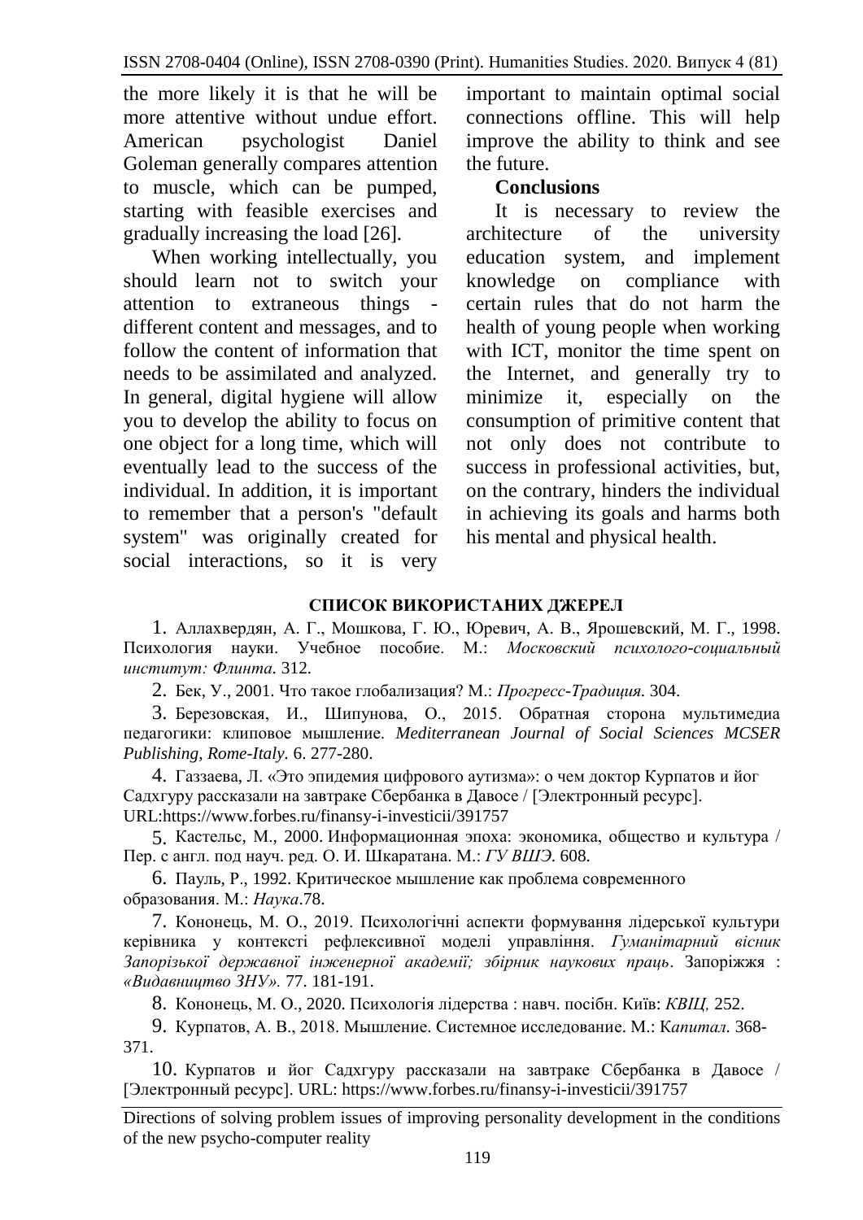the more likely it is that he will be more attentive without undue effort. American psychologist Daniel Goleman generally compares attention to muscle, which can be pumped, starting with feasible exercises and gradually increasing the load [26].

When working intellectually, you should learn not to switch your attention to extraneous things - different content and messages, and to follow the content of information that needs to be assimilated and analyzed. In general, digital hygiene will allow you to develop the ability to focus on one object for a long time, which will eventually lead to the success of the individual. In addition, it is important to remember that a person's "default system" was originally created for social interactions, so it is very important to maintain optimal social connections offline. This will help improve the ability to think and see the future.

## Conclusions

It is necessary to review the architecture of the university education system, and implement knowledge on compliance with certain rules that do not harm the health of young people when working with ICT, monitor the time spent on the Internet, and generally try to minimize it, especially on the consumption of primitive content that not only does not contribute to success in professional activities, but, on the contrary, hinders the individual in achieving its goals and harms both his mental and physical health.

## СПИСОК ВИКОРИСТАНИХ ДЖЕРЕЛ

1. Аллахвердян, А. Г., Мошкова, Г. Ю., Юревич, А. В., Ярошевский, М. Г., 1998. Психология науки. Учебное пособие. М.: *Московский психолого-социальный институт: Флинта.* 312.
2. Бек, У., 2001. Что такое глобализация? М.: *Прогресс-Традиция.* 304.
3. Березовская, И., Шипунова, О., 2015. Обратная сторона мультимедиа педагогики: клиповое мышление. *Mediterranean Journal of Social Sciences MCSER Publishing, Rome-Italy.* 6. 277-280.
4. Газзаева, Л. «Это эпидемия цифрового аутизма»: о чем доктор Курпатов и йог Садхгуру рассказали на завтраке Сбербанка в Давосе / [Электронный ресурс]. URL:https://www.forbes.ru/finansy-i-investicii/391757
5. Кастельс, М., 2000. Информационная эпоха: экономика, общество и культура / Пер. с англ. под науч. ред. О. И. Шкаратана. М.: *ГУ ВШЭ.* 608.
6. Пауль, Р., 1992. Критическое мышление как проблема современного образования. М.: *Наука*.78.
7. Кононець, М. О., 2019. Психологічні аспекти формування лідерської культури керівника у контексті рефлексивної моделі управління. *Гуманітарний вісник Запорізької державної інженерної академії; збірник наукових праць*. Запоріжжя : *«Видавництво ЗНУ».* 77. 181-191.
8. Кононець, М. О., 2020. Психологія лідерства : навч. посібн. Київ: *КВІЦ,* 252.
9. Курпатов, А. В., 2018. Мышление. Системное исследование. М.: К*апитал.* 368-371.
10. Курпатов и йог Садхгуру рассказали на завтраке Сбербанка в Давосе / [Электронный ресурс]. URL: https://www.forbes.ru/finansy-i-investicii/391757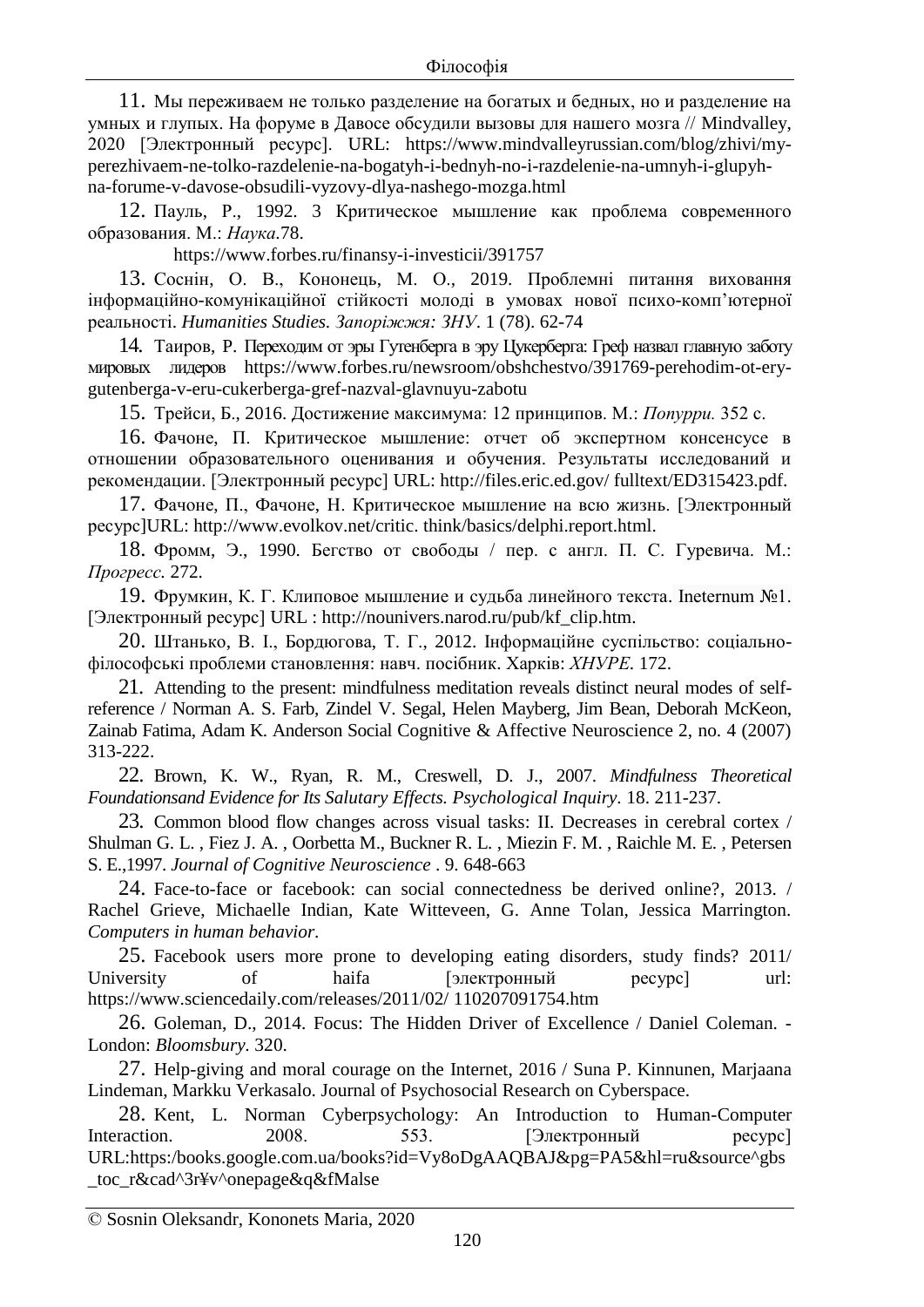11. Мы переживаем не только разделение на богатых и бедных, но и разделение на умных и глупых. На форуме в Давосе обсудили вызовы для нашего мозга // Mindvalley, 2020 [Электронный ресурс]. URL: https://www.mindvalleyrussian.com/blog/zhivi/my-perezhivaem-ne-tolko-razdelenie-na-bogatyh-i-bednyh-no-i-razdelenie-na-umnyh-i-glupyh-na-forume-v-davose-obsudili-vyzovy-dlya-nashego-mozga.html

12. Пауль, Р., 1992. З Критическое мышление как проблема современного образования. М.: *Наука*.78.

https://www.forbes.ru/finansy-i-investicii/391757

13. Соснін, О. В., Кононець, М. О., 2019. Проблемні питання виховання інформаційно-комунікаційної стійкості молоді в умовах нової психо-комп'ютерної реальності. *Humanities Studies. Запоріжжя: ЗНУ*. 1 (78). 62-74

14. Таиров, Р. Переходим от эры Гутенберга в эру Цукерберга: Греф назвал главную заботу мировых лидеров https://www.forbes.ru/newsroom/obshchestvo/391769-perehodim-ot-ery-gutenberga-v-eru-cukerberga-gref-nazval-glavnuyu-zabotu

15. Трейси, Б., 2016. Достижение максимума: 12 принципов. М.: *Попурри.* 352 с.

16. Фачоне, П. Критическое мышление: отчет об экспертном консенсусе в отношении образовательного оценивания и обучения. Результаты исследований и рекомендации. [Электронный ресурс] URL: http://files.eric.ed.gov/ fulltext/ED315423.pdf.

17. Фачоне, П., Фачоне, Н. Критическое мышление на всю жизнь. [Электронный ресурс]URL: http://www.evolkov.net/critic. think/basics/delphi.report.html.

18. Фромм, Э., 1990. Бегство от свободы / пер. с англ. П. С. Гуревича. М.: *Прогресс*. 272.

19. Фрумкин, К. Г. Клиповое мышление и судьба линейного текста. Ineternum №1. [Электронный ресурс] URL : http://nounivers.narod.ru/pub/kf_clip.htm.

20. Штанько, В. І., Бордюгова, Т. Г., 2012. Інформаційне суспільство: соціально-філософські проблеми становлення: навч. посібник. Харків: *ХНУРЕ*. 172.

21. Attending to the present: mindfulness meditation reveals distinct neural modes of self-reference / Norman A. S. Farb, Zindel V. Segal, Helen Mayberg, Jim Bean, Deborah McKeon, Zainab Fatima, Adam K. Anderson Social Cognitive & Affective Neuroscience 2, no. 4 (2007) 313-222.

22. Brown, K. W., Ryan, R. M., Creswell, D. J., 2007. *Mindfulness Theoretical Foundationsand Evidence for Its Salutary Effects. Psychological Inquiry*. 18. 211-237.

23. Common blood flow changes across visual tasks: II. Decreases in cerebral cortex / Shulman G. L. , Fiez J. A. , Oorbetta M., Buckner R. L. , Miezin F. M. , Raichle M. E. , Petersen S. E.,1997. *Journal of Cognitive Neuroscience* . 9. 648-663

24. Face-to-face or facebook: can social connectedness be derived online?, 2013. / Rachel Grieve, Michaelle Indian, Kate Witteveen, G. Anne Tolan, Jessica Marrington. *Computers in human behavior*.

25. Facebook users more prone to developing eating disorders, study finds? 2011/ University of haifa [электронный ресурс] url: https://www.sciencedaily.com/releases/2011/02/ 110207091754.htm

26. Goleman, D., 2014. Focus: The Hidden Driver of Excellence / Daniel Coleman. - London: *Bloomsbury*. 320.

27. Help-giving and moral courage on the Internet, 2016 / Suna P. Kinnunen, Marjaana Lindeman, Markku Verkasalo. Journal of Psychosocial Research on Cyberspace.

28. Kent, L. Norman Cyberpsychology: An Introduction to Human-Computer Interaction. 2008. 553. [Электронный ресурс] URL:https:/books.google.com.ua/books?id=Vy8oDgAAQBAJ&pg=PA5&hl=ru&source^gbs_toc_r&cad^3r¥v^onepage&q&fMalse

© Sosnin Oleksandr, Kononets Maria, 2020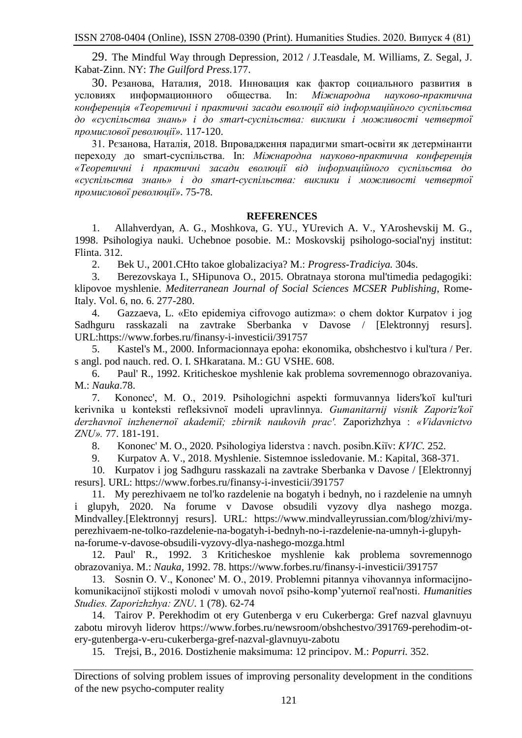29. The Mindful Way through Depression, 2012 / J.Teasdale, M. Williams, Z. Segal, J. Kabat-Zinn. NY: *The Guilford Press.*177.

30. Резанова, Наталия, 2018. Инновация как фактор социального развития в условиях информационного общества. In: *Міжнародна науково-практична конференція «Теоретичні і практичні засади еволюції від інформаційного суспільства до «суспільства знань» і до smart-суспільства: виклики і можливості четвертої промислової революції»*. 117-120.

31. Рєзанова, Наталія, 2018. Впровадження парадигми smart-освіти як детермінанти переходу до smart-суспільства. In: *Міжнародна науково-практична конференція «Теоретичні і практичні засади еволюції від інформаційного суспільства до «суспільства знань» і до smart-суспільства: виклики і можливості четвертої промислової революції»*. 75-78.

## REFERENCES

1. Allahverdyan, A. G., Moshkova, G. YU., YUrevich A. V., YAroshevskij M. G., 1998. Psihologiya nauki. Uchebnoe posobie. M.: Moskovskij psihologo-social'nyj institut: Flinta. 312.

2. Bek U., 2001.CHto takoe globalizaciya? M.: *Progress-Tradiciya.* 304s.

3. Berezovskaya I., SHipunova O., 2015. Obratnaya storona mul'timedia pedagogiki: klipovoe myshlenie. *Mediterranean Journal of Social Sciences MCSER Publishing*, Rome-Italy. Vol. 6, no. 6. 277-280.

4. Gazzaeva, L. «Eto epidemiya cifrovogo autizma»: o chem doktor Kurpatov i jog Sadhguru rasskazali na zavtrake Sberbanka v Davose / [Elektronnyj resurs]. URL:https://www.forbes.ru/finansy-i-investicii/391757

5. Kastel's M., 2000. Informacionnaya epoha: ekonomika, obshchestvo i kul'tura / Per. s angl. pod nauch. red. O. I. SHkaratana. M.: GU VSHE. 608.

6. Paul' R., 1992. Kriticheskoe myshlenie kak problema sovremennogo obrazovaniya. M.: *Nauka*.78.

7. Kononec', M. O., 2019. Psihologichni aspekti formuvannya liders'koї kul'turi kerivnika u konteksti refleksivnoї modeli upravlinnya. *Gumanitarnij visnik Zaporiz'koї derzhavnoї inzhenernoї akademiї; zbirnik naukovih prac'.* Zaporizhzhya : *«Vidavnictvo ZNU».* 77. 181-191.

8. Kononec' M. O., 2020. Psihologiya liderstva : navch. posibn.Kiїv: *KVIC.* 252.

9. Kurpatov A. V., 2018. Myshlenie. Sistemnoe issledovanie. M.: Kapital, 368-371.

10. Kurpatov i jog Sadhguru rasskazali na zavtrake Sberbanka v Davose / [Elektronnyj resurs]. URL: https://www.forbes.ru/finansy-i-investicii/391757

11. My perezhivaem ne tol'ko razdelenie na bogatyh i bednyh, no i razdelenie na umnyh i glupyh, 2020. Na forume v Davose obsudili vyzovy dlya nashego mozga. Mindvalley.[Elektronnyj resurs]. URL: https://www.mindvalleyrussian.com/blog/zhivi/my-perezhivaem-ne-tolko-razdelenie-na-bogatyh-i-bednyh-no-i-razdelenie-na-umnyh-i-glupyh-na-forume-v-davose-obsudili-vyzovy-dlya-nashego-mozga.html

12. Paul' R., 1992. Kriticheskoe myshlenie kak problema sovremennogo obrazovaniya. M.: *Nauka,* 1992. 78. https://www.forbes.ru/finansy-i-investicii/391757

13. Sosnin O. V., Kononec' M. O., 2019. Problemni pitannya vihovannya informacijno-komunikacijnoї stijkosti molodi v umovah novoї psiho-komp'yuternoї real'nosti. *Humanities Studies. Zaporizhzhya: ZNU*. 1 (78). 62-74

14. Tairov P. Perekhodim ot ery Gutenberga v eru Cukerberga: Gref nazval glavnuyu zabotu mirovyh liderov https://www.forbes.ru/newsroom/obshchestvo/391769-perehodim-ot-ery-gutenberga-v-eru-cukerberga-gref-nazval-glavnuyu-zabotu

15. Trejsi, B., 2016. Dostizhenie maksimuma: 12 principov. M.: *Popurri.* 352.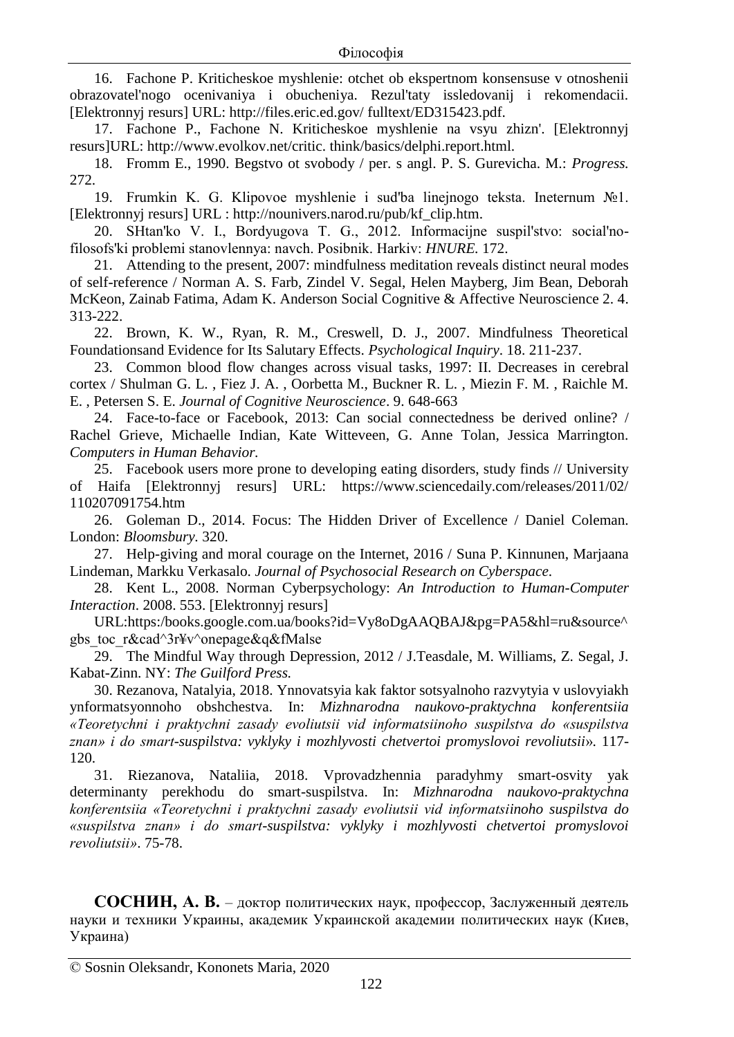16. Fachone P. Kriticheskoe myshlenie: otchet ob ekspertnom konsensuse v otnoshenii obrazovatel'nogo ocenivaniya i obucheniya. Rezul'taty issledovanij i rekomendacii. [Elektronnyj resurs] URL: http://files.eric.ed.gov/ fulltext/ED315423.pdf.

17. Fachone P., Fachone N. Kriticheskoe myshlenie na vsyu zhizn'. [Elektronnyj resurs]URL: http://www.evolkov.net/critic. think/basics/delphi.report.html.

18. Fromm E., 1990. Begstvo ot svobody / per. s angl. P. S. Gurevicha. M.: *Progress.* 272.

19. Frumkin K. G. Klipovoe myshlenie i sud'ba linejnogo teksta. Ineternum №1. [Elektronnyj resurs] URL : http://nounivers.narod.ru/pub/kf_clip.htm.

20. SHtan'ko V. I., Bordyugova T. G., 2012. Informacijne suspil'stvo: social'no-filosofs'ki problemi stanovlennya: navch. Posibnik. Harkiv: *HNURE.* 172.

21. Attending to the present, 2007: mindfulness meditation reveals distinct neural modes of self-reference / Norman A. S. Farb, Zindel V. Segal, Helen Mayberg, Jim Bean, Deborah McKeon, Zainab Fatima, Adam K. Anderson Social Cognitive & Affective Neuroscience 2. 4. 313-222.

22. Brown, K. W., Ryan, R. M., Creswell, D. J., 2007. Mindfulness Theoretical Foundationsand Evidence for Its Salutary Effects. *Psychological Inquiry*. 18. 211-237.

23. Common blood flow changes across visual tasks, 1997: II. Decreases in cerebral cortex / Shulman G. L. , Fiez J. A. , Oorbetta M., Buckner R. L. , Miezin F. M. , Raichle M. E. , Petersen S. E. *Journal of Cognitive Neuroscience*. 9. 648-663

24. Face-to-face or Facebook, 2013: Can social connectedness be derived online? / Rachel Grieve, Michaelle Indian, Kate Witteveen, G. Anne Tolan, Jessica Marrington. *Computers in Human Behavior.*

25. Facebook users more prone to developing eating disorders, study finds // University of Haifa [Elektronnyj resurs] URL: https://www.sciencedaily.com/releases/2011/02/ 110207091754.htm

26. Goleman D., 2014. Focus: The Hidden Driver of Excellence / Daniel Coleman. London: *Bloomsbury.* 320.

27. Help-giving and moral courage on the Internet, 2016 / Suna P. Kinnunen, Marjaana Lindeman, Markku Verkasalo. *Journal of Psychosocial Research on Cyberspace.*

28. Kent L., 2008. Norman Cyberpsychology: *An Introduction to Human-Computer Interaction*. 2008. 553. [Elektronnyj resurs]

URL:https:/books.google.com.ua/books?id=Vy8oDgAAQBAJ&pg=PA5&hl=ru&source^gbs_toc_r&cad^3r¥v^onepage&q&fMalse

29. The Mindful Way through Depression, 2012 / J.Teasdale, M. Williams, Z. Segal, J. Kabat-Zinn. NY: *The Guilford Press.*

30. Rezanova, Natalyia, 2018. Ynnovatsyia kak faktor sotsyalnoho razvytyia v uslovyiakh ynformatsyonnoho obshchestva. In: *Mizhnarodna naukovo-praktychna konferentsiia «Teoretychni i praktychni zasady evoliutsii vid informatsiinoho suspilstva do «suspilstva znan» i do smart-suspilstva: vyklyky i mozhlyvosti chetvertoi promyslovoi revoliutsii».* 117-120.

31. Riezanova, Nataliia, 2018. Vprovadzhennia paradyhmy smart-osvity yak determinanty perekhodu do smart-suspilstva. In: *Mizhnarodna naukovo-praktychna konferentsiia «Teoretychni i praktychni zasady evoliutsii vid informatsiinoho suspilstva do «suspilstva znan» i do smart-suspilstva: vyklyky i mozhlyvosti chetvertoi promyslovoi revoliutsii»*. 75-78.

**СОСНИН, А. В.** – доктор политических наук, профессор, Заслуженный деятель науки и техники Украины, академик Украинской академии политических наук (Киев, Украина)

© Sosnin Oleksandr, Kononets Maria, 2020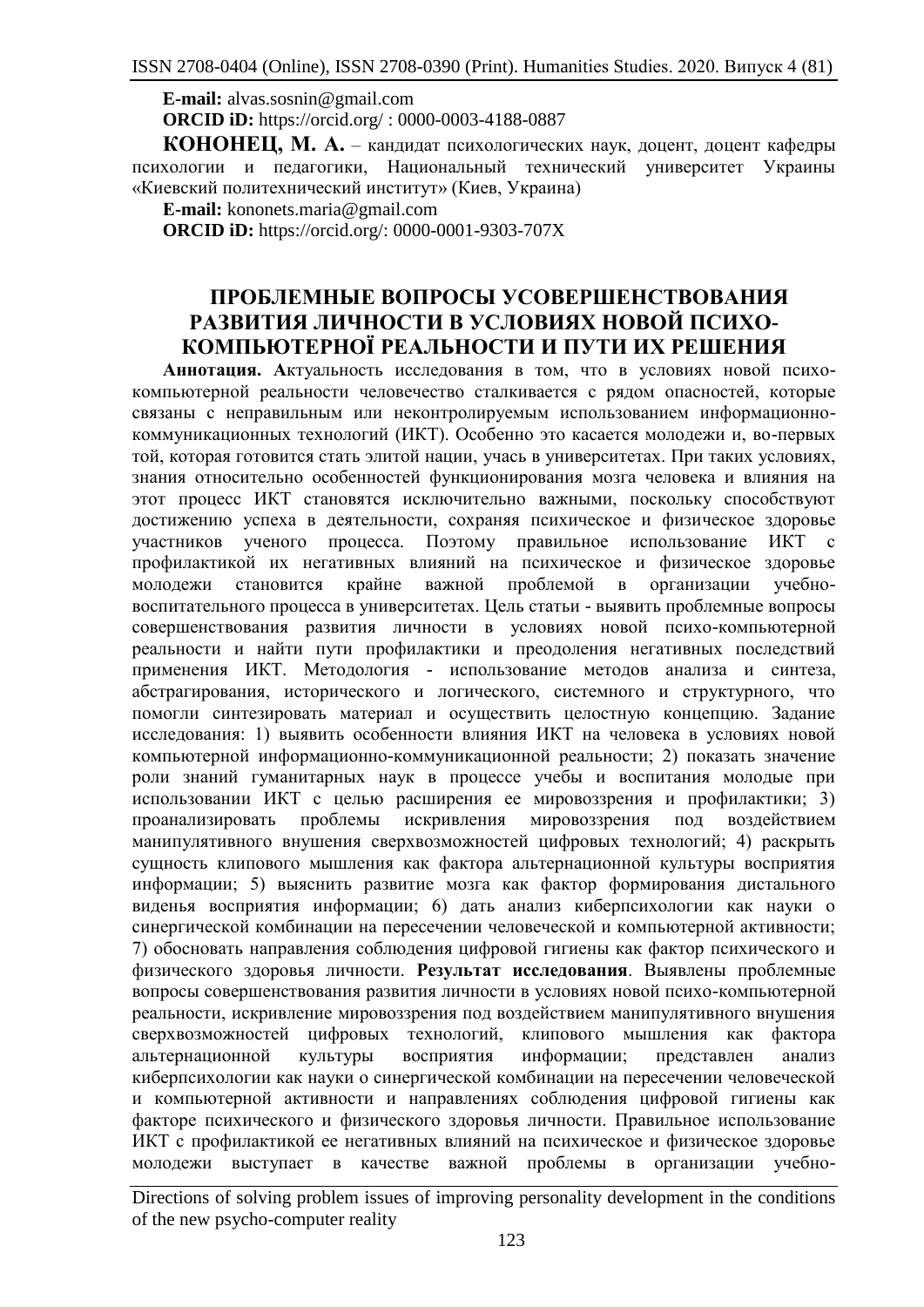**E-mail:** alvas.sosnin@gmail.com

**ORCID iD:** https://orcid.org/ : 0000-0003-4188-0887

**КОНОНЕЦ, М. А.** – кандидат психологических наук, доцент, доцент кафедры психологии и педагогики, Национальный технический университет Украины «Киевский политехнический институт» (Киев, Украина)

**E-mail:** kononets.maria@gmail.com

**ORCID iD:** https://orcid.org/: 0000-0001-9303-707X

# ПРОБЛЕМНЫЕ ВОПРОСЫ УСОВЕРШЕНСТВОВАНИЯ РАЗВИТИЯ ЛИЧНОСТИ В УСЛОВИЯХ НОВОЙ ПСИХО-КОМПЬЮТЕРНОЇ РЕАЛЬНОСТИ И ПУТИ ИХ РЕШЕНИЯ

**Аннотация. А**ктуальность исследования в том, что в условиях новой психо-компьютерной реальности человечество сталкивается с рядом опасностей, которые связаны с неправильным или неконтролируемым использованием информационно-коммуникационных технологий (ИКТ). Особенно это касается молодежи и, во-первых той, которая готовится стать элитой нации, учась в университетах. При таких условиях, знания относительно особенностей функционирования мозга человека и влияния на этот процесс ИКТ становятся исключительно важными, поскольку способствуют достижению успеха в деятельности, сохраняя психическое и физическое здоровье участников ученого процесса. Поэтому правильное использование ИКТ с профилактикой их негативных влияний на психическое и физическое здоровье молодежи становится крайне важной проблемой в организации учебно-воспитательного процесса в университетах. Цель статьи - выявить проблемные вопросы совершенствования развития личности в условиях новой психо-компьютерной реальности и найти пути профилактики и преодоления негативных последствий применения ИКТ. Методология - использование методов анализа и синтеза, абстрагирования, исторического и логического, системного и структурного, что помогли синтезировать материал и осуществить целостную концепцию. Задание исследования: 1) выявить особенности влияния ИКТ на человека в условиях новой компьютерной информационно-коммуникационной реальности; 2) показать значение роли знаний гуманитарных наук в процессе учебы и воспитания молодые при использовании ИКТ с целью расширения ее мировоззрения и профилактики; 3) проанализировать проблемы искривления мировоззрения под воздействием манипулятивного внушения сверхвозможностей цифровых технологий; 4) раскрыть сущность клипового мышления как фактора альтернационной культуры восприятия информации; 5) выяснить развитие мозга как фактор формирования дистального виденья восприятия информации; 6) дать анализ киберпсихологии как науки о синергической комбинации на пересечении человеческой и компьютерной активности; 7) обосновать направления соблюдения цифровой гигиены как фактор психического и физического здоровья личности. **Результат исследования**. Выявлены проблемные вопросы совершенствования развития личности в условиях новой психо-компьютерной реальности, искривление мировоззрения под воздействием манипулятивного внушения сверхвозможностей цифровых технологий, клипового мышления как фактора альтернационной культуры восприятия информации; представлен анализ киберпсихологии как науки о синергической комбинации на пересечении человеческой и компьютерной активности и направлениях соблюдения цифровой гигиены как факторе психического и физического здоровья личности. Правильное использование ИКТ с профилактикой ее негативных влияний на психическое и физическое здоровье молодежи выступает в качестве важной проблемы в организации учебно-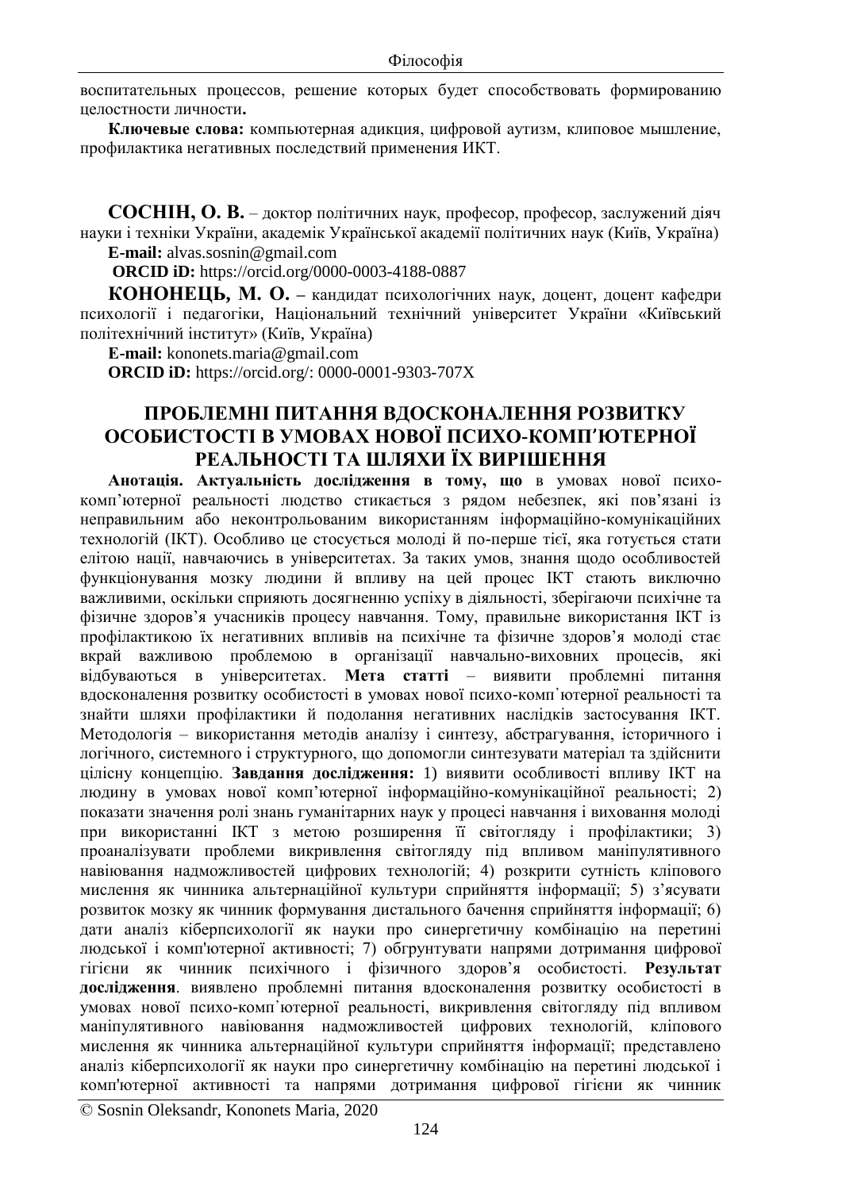воспитательных процессов, решение которых будет способствовать формированию целостности личности**.**

**Ключевые слова:** компьютерная адикция, цифровой аутизм, клиповое мышление, профилактика негативных последствий применения ИКТ.

**СОСНІН, О. В.** – доктор політичних наук, професор, професор, заслужений діяч науки і техніки України, академік Української академії політичних наук (Київ, Україна)

**E-mail:** alvas.sosnin@gmail.com

**ORCID iD:** https://orcid.org/0000-0003-4188-0887

**КОНОНЕЦЬ, М. О. –** кандидат психологічних наук, доцент, доцент кафедри психології і педагогіки, Національний технічний університет України «Київський політехнічний інститут» (Київ, Україна)

**E-mail:** kononets.maria@gmail.com

**ORCID iD:** https://orcid.org/: 0000-0001-9303-707X

# ПРОБЛЕМНІ ПИТАННЯ ВДОСКОНАЛЕННЯ РОЗВИТКУ ОСОБИСТОСТІ В УМОВАХ НОВОЇ ПСИХО-КОМП'ЮТЕРНОЇ РЕАЛЬНОСТІ ТА ШЛЯХИ ЇХ ВИРІШЕННЯ

**Анотація. Актуальність дослідження в тому, що** в умовах нової психо-комп'ютерної реальності людство стикається з рядом небезпек, які пов'язані із неправильним або неконтрольованим використанням інформаційно-комунікаційних технологій (ІКТ). Особливо це стосується молоді й по-перше тієї, яка готується стати елітою нації, навчаючись в університетах. За таких умов, знання щодо особливостей функціонування мозку людини й впливу на цей процес ІКТ стають виключно важливими, оскільки сприяють досягненню успіху в діяльності, зберігаючи психічне та фізичне здоров'я учасників процесу навчання. Тому, правильне використання ІКТ із профілактикою їх негативних впливів на психічне та фізичне здоров'я молоді стає вкрай важливою проблемою в організації навчально-виховних процесів, які відбуваються в університетах. **Мета статті** – виявити проблемні питання вдосконалення розвитку особистості в умовах нової психо-комп˙ютерної реальності та знайти шляхи профілактики й подолання негативних наслідків застосування ІКТ. Методологія – використання методів аналізу і синтезу, абстрагування, історичного і логічного, системного і структурного, що допомогли синтезувати матеріал та здійснити цілісну концепцію. **Завдання дослідження:** 1) виявити особливості впливу ІКТ на людину в умовах нової комп'ютерної інформаційно-комунікаційної реальності; 2) показати значення ролі знань гуманітарних наук у процесі навчання і виховання молоді при використанні ІКТ з метою розширення її світогляду і профілактики; 3) проаналізувати проблеми викривлення світогляду під впливом маніпулятивного навіювання надможливостей цифрових технологій; 4) розкрити сутність кліпового мислення як чинника альтернаційної культури сприйняття інформації; 5) з'ясувати розвиток мозку як чинник формування дистального бачення сприйняття інформації; 6) дати аналіз кіберпсихології як науки про синергетичну комбінацію на перетині людської і комп'ютерної активності; 7) обгрунтувати напрями дотримання цифрової гігієни як чинник психічного і фізичного здоров'я особистості. **Результат дослідження**. виявлено проблемні питання вдосконалення розвитку особистості в умовах нової психо-комп˙ютерної реальності, викривлення світогляду під впливом маніпулятивного навіювання надможливостей цифрових технологій, кліпового мислення як чинника альтернаційної культури сприйняття інформації; представлено аналіз кіберпсихології як науки про синергетичну комбінацію на перетині людської і комп'ютерної активності та напрями дотримання цифрової гігієни як чинник

© Sosnin Oleksandr, Kononets Maria, 2020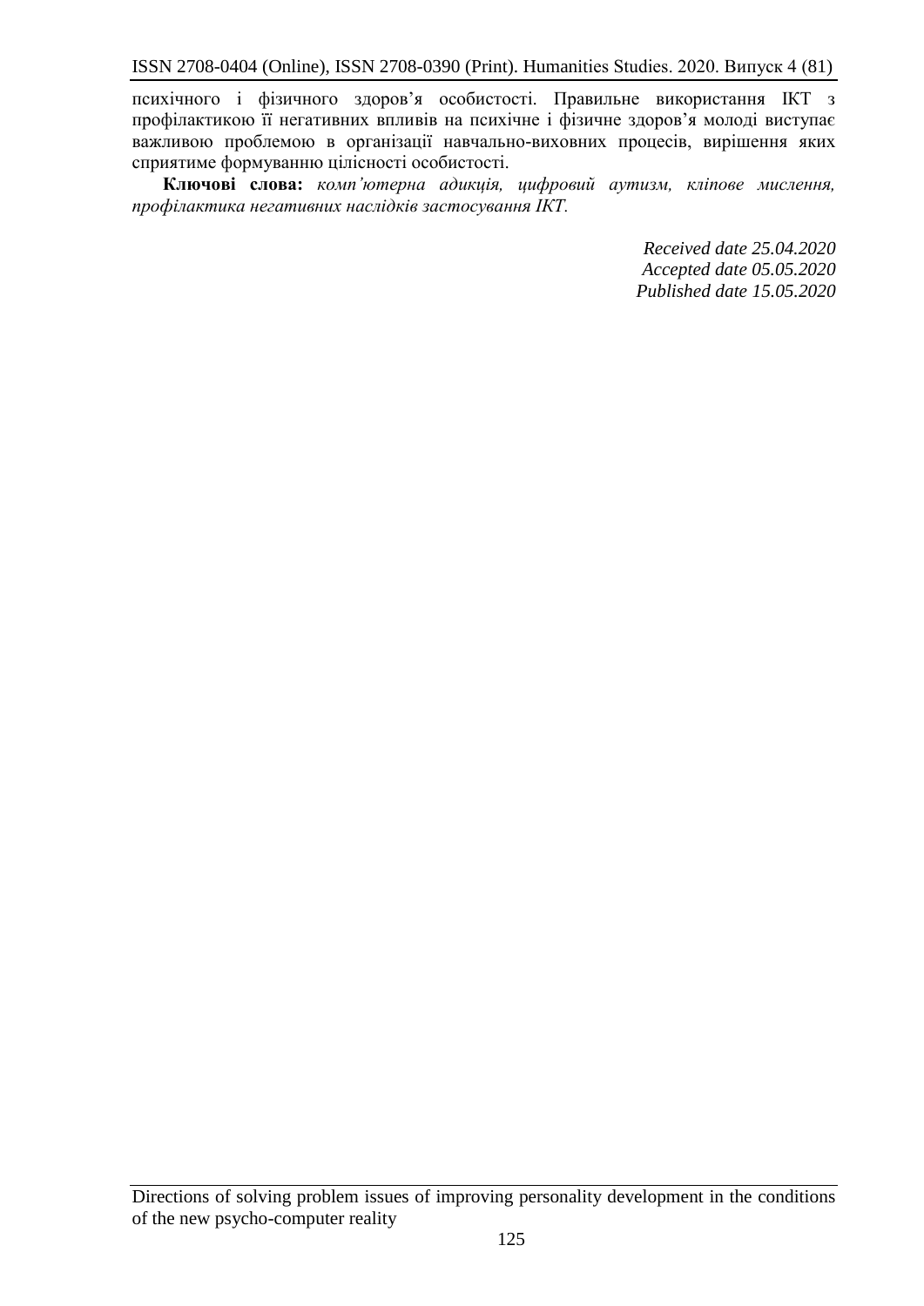психічного і фізичного здоров'я особистості. Правильне використання ІКТ з профілактикою її негативних впливів на психічне і фізичне здоров'я молоді виступає важливою проблемою в організації навчально-виховних процесів, вирішення яких сприятиме формуванню цілісності особистості.

**Ключові слова:** *комп'ютерна адикція, цифровий аутизм, кліпове мислення, профілактика негативних наслідків застосування ІКТ.*

*Received date 25.04.2020*
*Accepted date 05.05.2020*
*Published date 15.05.2020*